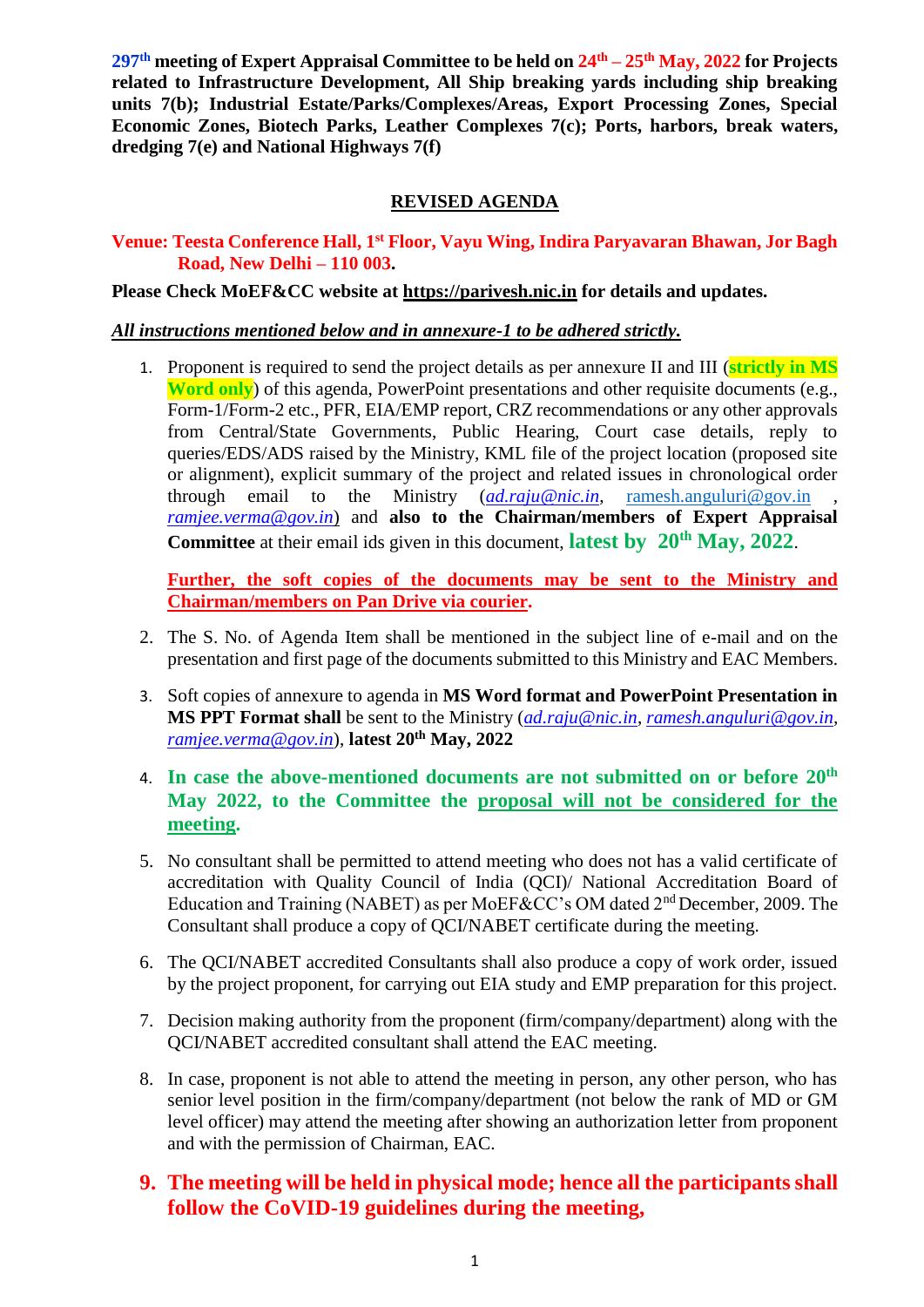**297th meeting of Expert Appraisal Committee to be held on 24th – 25th May, 2022 for Projects related to Infrastructure Development, All Ship breaking yards including ship breaking units 7(b); Industrial Estate/Parks/Complexes/Areas, Export Processing Zones, Special Economic Zones, Biotech Parks, Leather Complexes 7(c); Ports, harbors, break waters, dredging 7(e) and National Highways 7(f)**

## REVISED AGENDA

**Venue: Teesta Conference Hall, 1st Floor, Vayu Wing, Indira Paryavaran Bhawan, Jor Bagh Road, New Delhi – 110 003.**

**Please Check MoEF&CC website at https://parivesh.nic.in for details and updates.**

***All instructions mentioned below and in annexure-1 to be adhered strictly.***

1. Proponent is required to send the project details as per annexure II and III (**strictly in MS Word only**) of this agenda, PowerPoint presentations and other requisite documents (e.g., Form-1/Form-2 etc., PFR, EIA/EMP report, CRZ recommendations or any other approvals from Central/State Governments, Public Hearing, Court case details, reply to queries/EDS/ADS raised by the Ministry, KML file of the project location (proposed site or alignment), explicit summary of the project and related issues in chronological order through email to the Ministry (*ad.raju@nic.in*, ramesh.anguluri@gov.in , *ramjee.verma@gov.in*) and **also to the Chairman/members of Expert Appraisal Committee** at their email ids given in this document, **latest by 20th May, 2022**.

   **Further, the soft copies of the documents may be sent to the Ministry and Chairman/members on Pan Drive via courier.**

2. The S. No. of Agenda Item shall be mentioned in the subject line of e-mail and on the presentation and first page of the documents submitted to this Ministry and EAC Members.

3. Soft copies of annexure to agenda in **MS Word format and PowerPoint Presentation in MS PPT Format shall** be sent to the Ministry (*ad.raju@nic.in*, *ramesh.anguluri@gov.in*, *ramjee.verma@gov.in*), **latest 20th May, 2022**

4. **In case the above-mentioned documents are not submitted on or before 20th May 2022, to the Committee the proposal will not be considered for the meeting.**

5. No consultant shall be permitted to attend meeting who does not has a valid certificate of accreditation with Quality Council of India (QCI)/ National Accreditation Board of Education and Training (NABET) as per MoEF&CC's OM dated 2nd December, 2009. The Consultant shall produce a copy of QCI/NABET certificate during the meeting.

6. The QCI/NABET accredited Consultants shall also produce a copy of work order, issued by the project proponent, for carrying out EIA study and EMP preparation for this project.

7. Decision making authority from the proponent (firm/company/department) along with the QCI/NABET accredited consultant shall attend the EAC meeting.

8. In case, proponent is not able to attend the meeting in person, any other person, who has senior level position in the firm/company/department (not below the rank of MD or GM level officer) may attend the meeting after showing an authorization letter from proponent and with the permission of Chairman, EAC.

9. **The meeting will be held in physical mode; hence all the participants shall follow the CoVID-19 guidelines during the meeting,**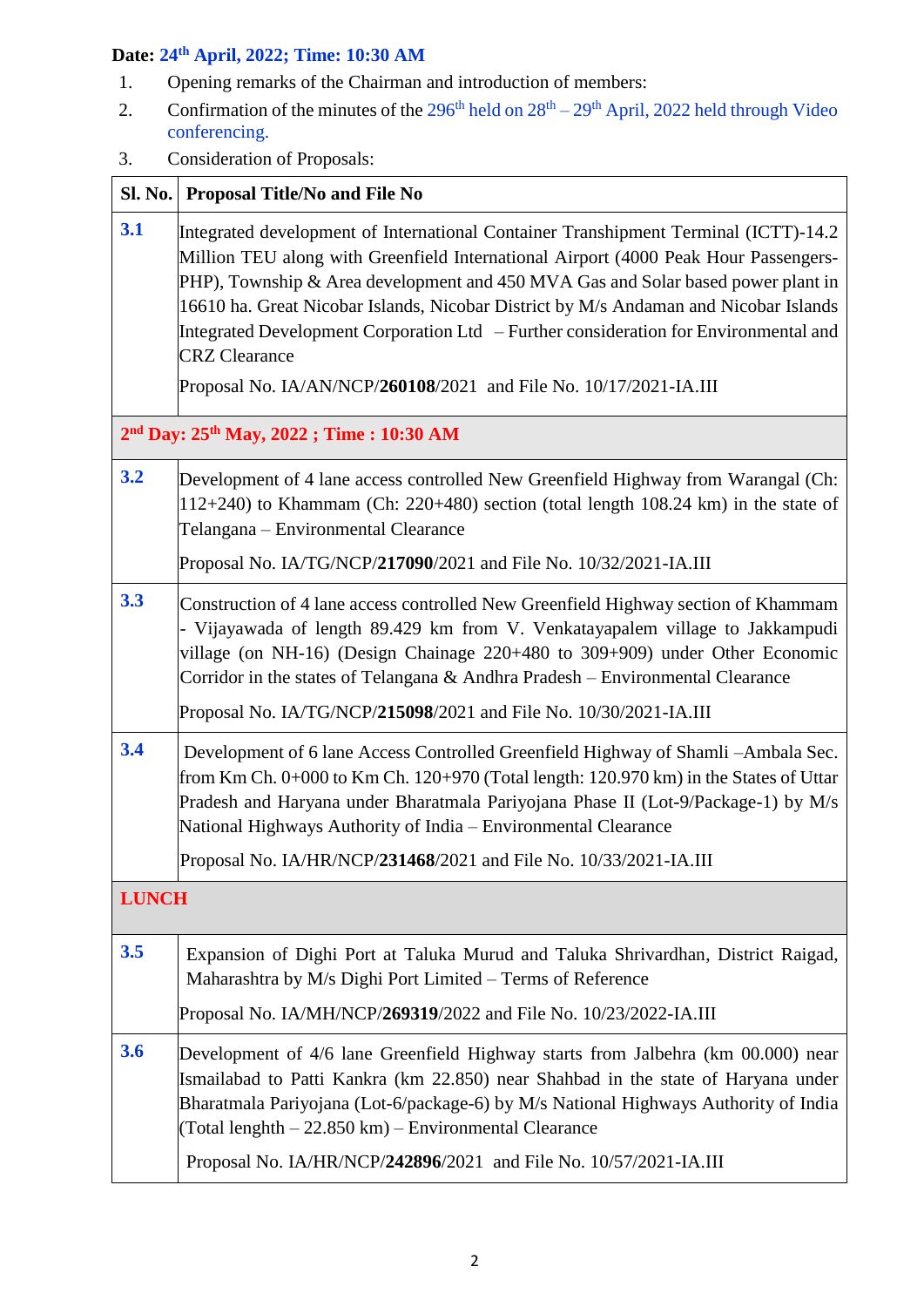**Date: 24th April, 2022; Time: 10:30 AM**

1. Opening remarks of the Chairman and introduction of members:
2. Confirmation of the minutes of the 296th held on 28th – 29th April, 2022 held through Video conferencing.
3. Consideration of Proposals:

| Sl. No. | Proposal Title/No and File No |
|---|---|
| **3.1** | Integrated development of International Container Transhipment Terminal (ICTT)-14.2 Million TEU along with Greenfield International Airport (4000 Peak Hour Passengers-PHP), Township & Area development and 450 MVA Gas and Solar based power plant in 16610 ha. Great Nicobar Islands, Nicobar District by M/s Andaman and Nicobar Islands Integrated Development Corporation Ltd – Further consideration for Environmental and CRZ Clearance<br><br>Proposal No. IA/AN/NCP/**260108**/2021 and File No. 10/17/2021-IA.III |
| **2nd Day: 25th May, 2022 ; Time : 10:30 AM** | |
| **3.2** | Development of 4 lane access controlled New Greenfield Highway from Warangal (Ch: 112+240) to Khammam (Ch: 220+480) section (total length 108.24 km) in the state of Telangana – Environmental Clearance<br><br>Proposal No. IA/TG/NCP/**217090**/2021 and File No. 10/32/2021-IA.III |
| **3.3** | Construction of 4 lane access controlled New Greenfield Highway section of Khammam - Vijayawada of length 89.429 km from V. Venkatayapalem village to Jakkampudi village (on NH-16) (Design Chainage 220+480 to 309+909) under Other Economic Corridor in the states of Telangana & Andhra Pradesh – Environmental Clearance<br><br>Proposal No. IA/TG/NCP/**215098**/2021 and File No. 10/30/2021-IA.III |
| **3.4** | Development of 6 lane Access Controlled Greenfield Highway of Shamli –Ambala Sec. from Km Ch. 0+000 to Km Ch. 120+970 (Total length: 120.970 km) in the States of Uttar Pradesh and Haryana under Bharatmala Pariyojana Phase II (Lot-9/Package-1) by M/s National Highways Authority of India – Environmental Clearance<br><br>Proposal No. IA/HR/NCP/**231468**/2021 and File No. 10/33/2021-IA.III |
| **LUNCH** | |
| **3.5** | Expansion of Dighi Port at Taluka Murud and Taluka Shrivardhan, District Raigad, Maharashtra by M/s Dighi Port Limited – Terms of Reference<br><br>Proposal No. IA/MH/NCP/**269319**/2022 and File No. 10/23/2022-IA.III |
| **3.6** | Development of 4/6 lane Greenfield Highway starts from Jalbehra (km 00.000) near Ismailabad to Patti Kankra (km 22.850) near Shahbad in the state of Haryana under Bharatmala Pariyojana (Lot-6/package-6) by M/s National Highways Authority of India (Total lenghth – 22.850 km) – Environmental Clearance<br><br>Proposal No. IA/HR/NCP/**242896**/2021 and File No. 10/57/2021-IA.III |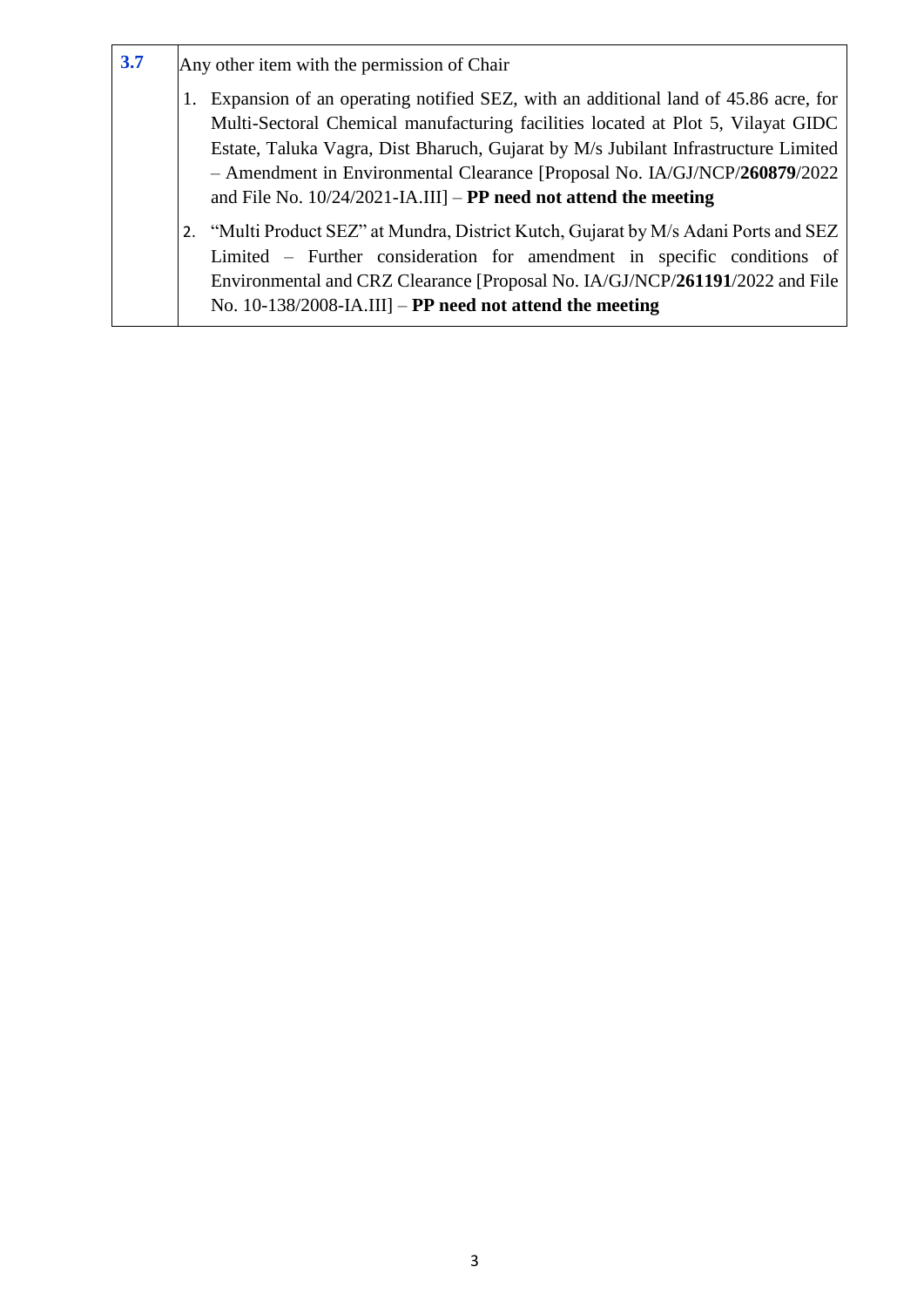| | |
|---|---|
| **3.7** | Any other item with the permission of Chair<br><br>1. Expansion of an operating notified SEZ, with an additional land of 45.86 acre, for Multi-Sectoral Chemical manufacturing facilities located at Plot 5, Vilayat GIDC Estate, Taluka Vagra, Dist Bharuch, Gujarat by M/s Jubilant Infrastructure Limited – Amendment in Environmental Clearance [Proposal No. IA/GJ/NCP/**260879**/2022 and File No. 10/24/2021-IA.III] – **PP need not attend the meeting**<br><br>2. "Multi Product SEZ" at Mundra, District Kutch, Gujarat by M/s Adani Ports and SEZ Limited – Further consideration for amendment in specific conditions of Environmental and CRZ Clearance [Proposal No. IA/GJ/NCP/**261191**/2022 and File No. 10-138/2008-IA.III] – **PP need not attend the meeting** |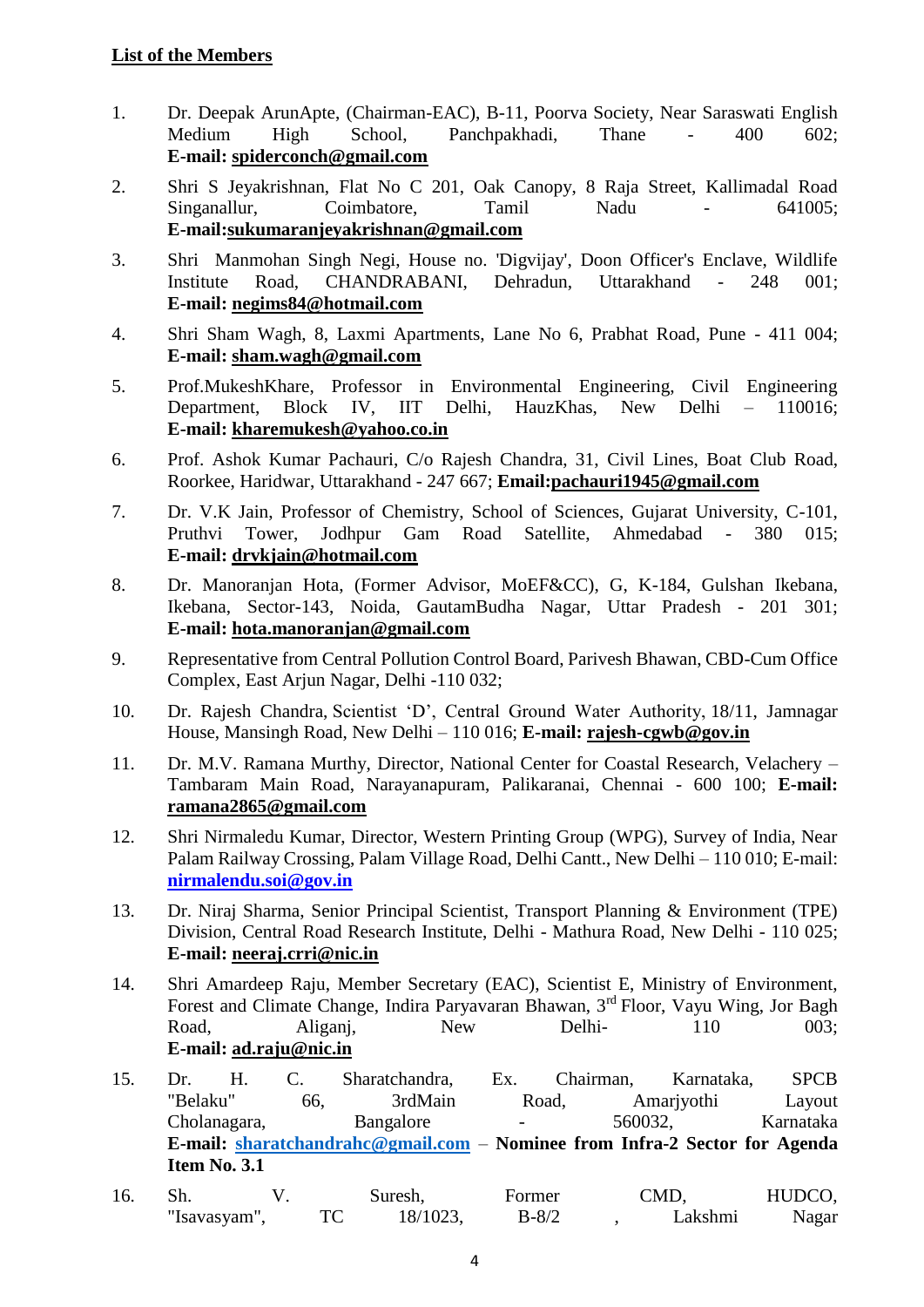**List of the Members**

1. Dr. Deepak ArunApte, (Chairman-EAC), B-11, Poorva Society, Near Saraswati English Medium High School, Panchpakhadi, Thane - 400 602; **E-mail: spiderconch@gmail.com**

2. Shri S Jeyakrishnan, Flat No C 201, Oak Canopy, 8 Raja Street, Kallimadal Road Singanallur, Coimbatore, Tamil Nadu - 641005; **E-mail:sukumaranjeyakrishnan@gmail.com**

3. Shri Manmohan Singh Negi, House no. 'Digvijay', Doon Officer's Enclave, Wildlife Institute Road, CHANDRABANI, Dehradun, Uttarakhand - 248 001; **E-mail: negims84@hotmail.com**

4. Shri Sham Wagh, 8, Laxmi Apartments, Lane No 6, Prabhat Road, Pune - 411 004; **E-mail: sham.wagh@gmail.com**

5. Prof.MukeshKhare, Professor in Environmental Engineering, Civil Engineering Department, Block IV, IIT Delhi, HauzKhas, New Delhi – 110016; **E-mail: kharemukesh@yahoo.co.in**

6. Prof. Ashok Kumar Pachauri, C/o Rajesh Chandra, 31, Civil Lines, Boat Club Road, Roorkee, Haridwar, Uttarakhand - 247 667; **Email:pachauri1945@gmail.com**

7. Dr. V.K Jain, Professor of Chemistry, School of Sciences, Gujarat University, C-101, Pruthvi Tower, Jodhpur Gam Road Satellite, Ahmedabad - 380 015; **E-mail: drvkjain@hotmail.com**

8. Dr. Manoranjan Hota, (Former Advisor, MoEF&CC), G, K-184, Gulshan Ikebana, Ikebana, Sector-143, Noida, GautamBudha Nagar, Uttar Pradesh - 201 301; **E-mail: hota.manoranjan@gmail.com**

9. Representative from Central Pollution Control Board, Parivesh Bhawan, CBD-Cum Office Complex, East Arjun Nagar, Delhi -110 032;

10. Dr. Rajesh Chandra, Scientist 'D', Central Ground Water Authority, 18/11, Jamnagar House, Mansingh Road, New Delhi – 110 016; **E-mail: rajesh-cgwb@gov.in**

11. Dr. M.V. Ramana Murthy, Director, National Center for Coastal Research, Velachery – Tambaram Main Road, Narayanapuram, Palikaranai, Chennai - 600 100; **E-mail: ramana2865@gmail.com**

12. Shri Nirmaledu Kumar, Director, Western Printing Group (WPG), Survey of India, Near Palam Railway Crossing, Palam Village Road, Delhi Cantt., New Delhi – 110 010; E-mail: **nirmalendu.soi@gov.in**

13. Dr. Niraj Sharma, Senior Principal Scientist, Transport Planning & Environment (TPE) Division, Central Road Research Institute, Delhi - Mathura Road, New Delhi - 110 025; **E-mail: neeraj.crri@nic.in**

14. Shri Amardeep Raju, Member Secretary (EAC), Scientist E, Ministry of Environment, Forest and Climate Change, Indira Paryavaran Bhawan, 3rd Floor, Vayu Wing, Jor Bagh Road, Aliganj, New Delhi- 110 003; **E-mail: ad.raju@nic.in**

15. Dr. H. C. Sharatchandra, Ex. Chairman, Karnataka, SPCB "Belaku" 66, 3rdMain Road, Amarjyothi Layout Cholanagara, Bangalore - 560032, Karnataka **E-mail: sharatchandrahc@gmail.com** – **Nominee from Infra-2 Sector for Agenda Item No. 3.1**

16. Sh. V. Suresh, Former CMD, HUDCO, "Isavasyam", TC 18/1023, B-8/2 , Lakshmi Nagar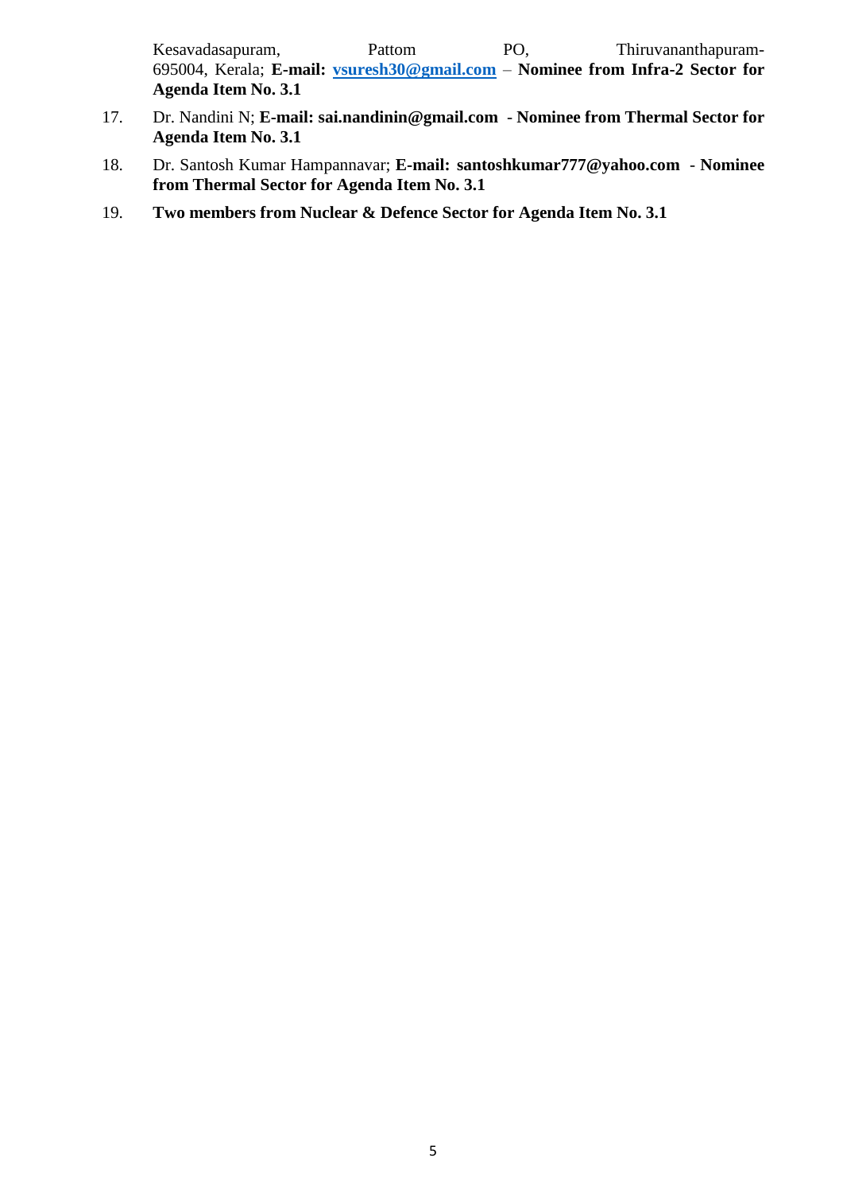Kesavadasapuram, Pattom PO, Thiruvananthapuram-695004, Kerala; **E-mail: vsuresh30@gmail.com** – **Nominee from Infra-2 Sector for Agenda Item No. 3.1**

17. Dr. Nandini N; **E-mail: sai.nandinin@gmail.com** - **Nominee from Thermal Sector for Agenda Item No. 3.1**

18. Dr. Santosh Kumar Hampannavar; **E-mail: santoshkumar777@yahoo.com** - **Nominee from Thermal Sector for Agenda Item No. 3.1**

19. **Two members from Nuclear & Defence Sector for Agenda Item No. 3.1**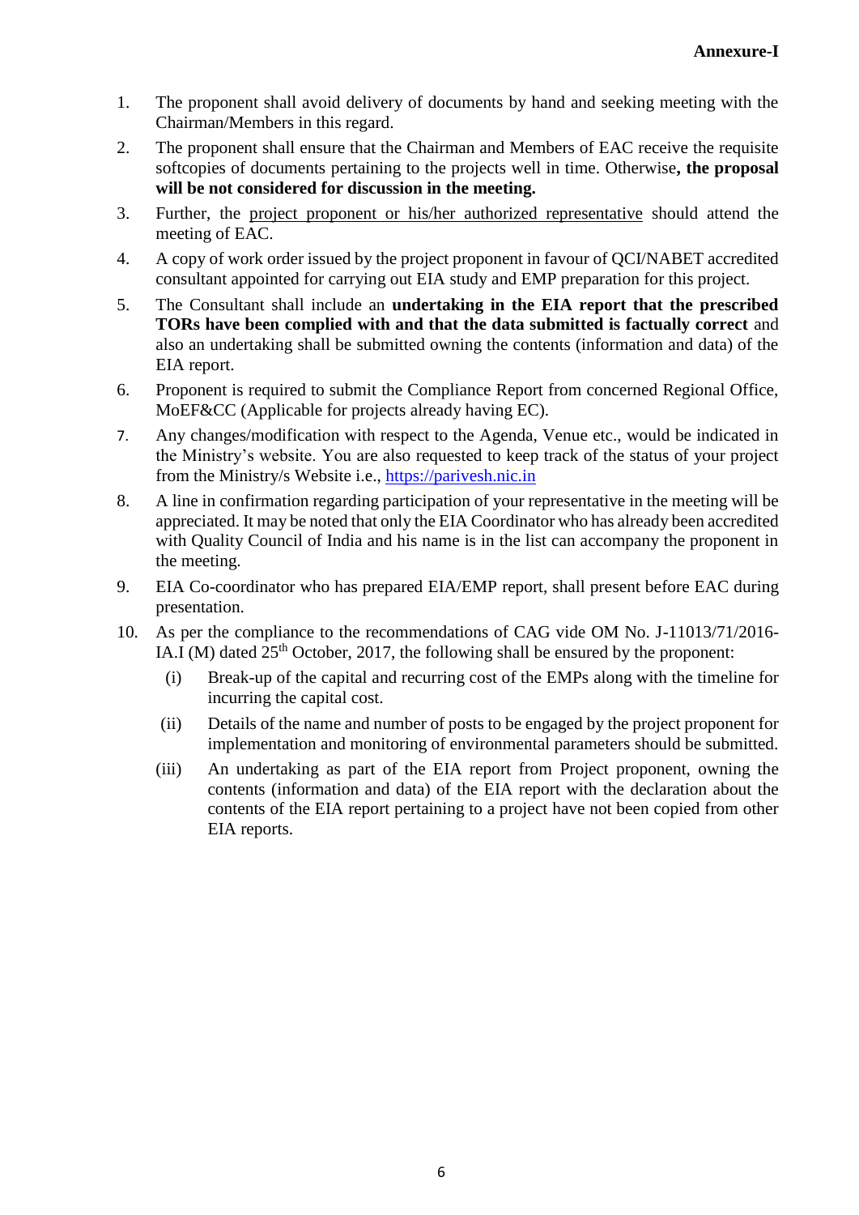**Annexure-I**

1. The proponent shall avoid delivery of documents by hand and seeking meeting with the Chairman/Members in this regard.
2. The proponent shall ensure that the Chairman and Members of EAC receive the requisite softcopies of documents pertaining to the projects well in time. Otherwise**, the proposal will be not considered for discussion in the meeting.**
3. Further, the project proponent or his/her authorized representative should attend the meeting of EAC.
4. A copy of work order issued by the project proponent in favour of QCI/NABET accredited consultant appointed for carrying out EIA study and EMP preparation for this project.
5. The Consultant shall include an **undertaking in the EIA report that the prescribed TORs have been complied with and that the data submitted is factually correct** and also an undertaking shall be submitted owning the contents (information and data) of the EIA report.
6. Proponent is required to submit the Compliance Report from concerned Regional Office, MoEF&CC (Applicable for projects already having EC).
7. Any changes/modification with respect to the Agenda, Venue etc., would be indicated in the Ministry's website. You are also requested to keep track of the status of your project from the Ministry/s Website i.e., https://parivesh.nic.in
8. A line in confirmation regarding participation of your representative in the meeting will be appreciated. It may be noted that only the EIA Coordinator who has already been accredited with Quality Council of India and his name is in the list can accompany the proponent in the meeting.
9. EIA Co-coordinator who has prepared EIA/EMP report, shall present before EAC during presentation.
10. As per the compliance to the recommendations of CAG vide OM No. J-11013/71/2016-IA.I (M) dated 25th October, 2017, the following shall be ensured by the proponent:
    - (i) Break-up of the capital and recurring cost of the EMPs along with the timeline for incurring the capital cost.
    - (ii) Details of the name and number of posts to be engaged by the project proponent for implementation and monitoring of environmental parameters should be submitted.
    - (iii) An undertaking as part of the EIA report from Project proponent, owning the contents (information and data) of the EIA report with the declaration about the contents of the EIA report pertaining to a project have not been copied from other EIA reports.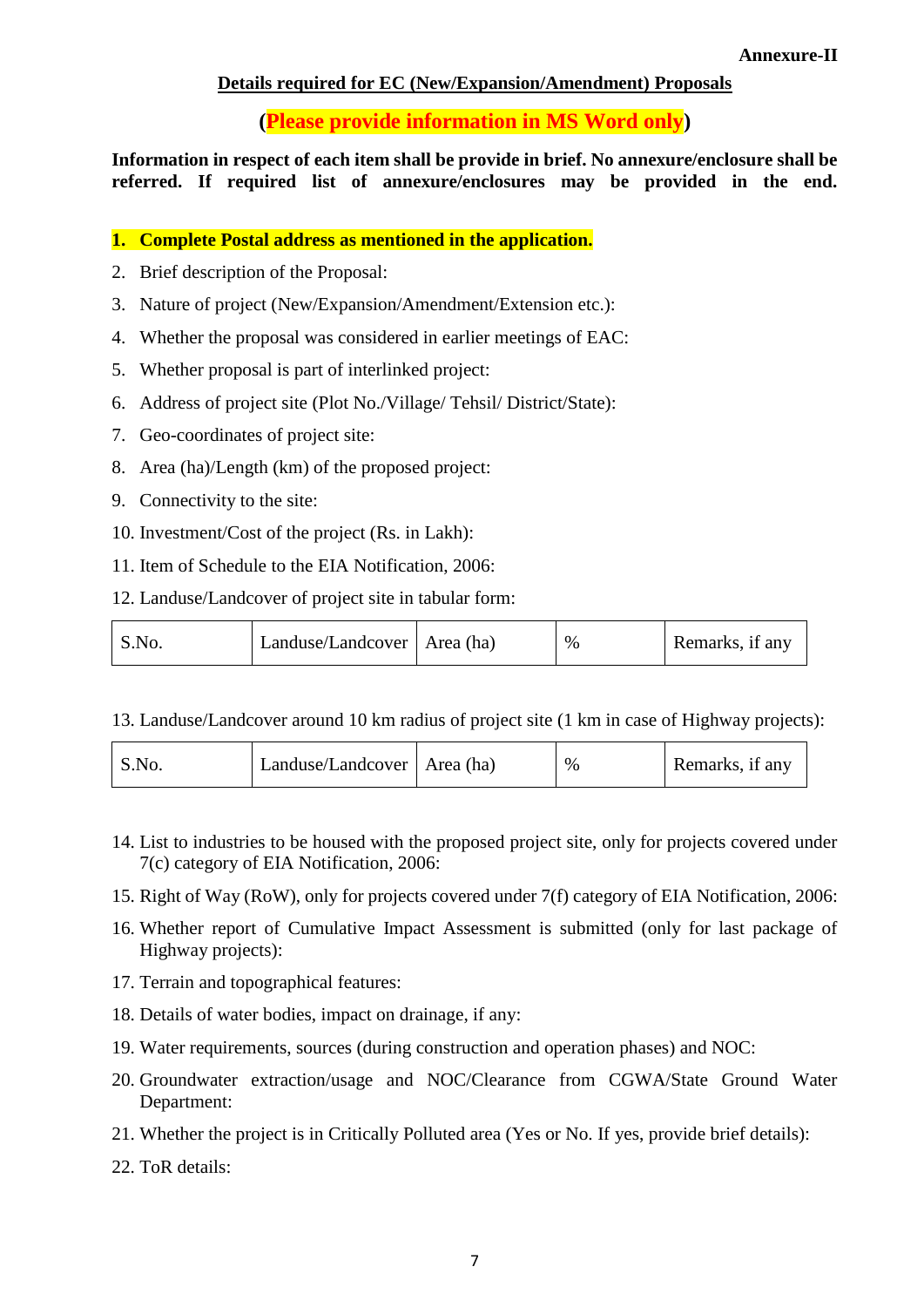**Annexure-II**

**Details required for EC (New/Expansion/Amendment) Proposals**

**(Please provide information in MS Word only)**

**Information in respect of each item shall be provide in brief. No annexure/enclosure shall be referred. If required list of annexure/enclosures may be provided in the end.**

1. **Complete Postal address as mentioned in the application.**
2. Brief description of the Proposal:
3. Nature of project (New/Expansion/Amendment/Extension etc.):
4. Whether the proposal was considered in earlier meetings of EAC:
5. Whether proposal is part of interlinked project:
6. Address of project site (Plot No./Village/ Tehsil/ District/State):
7. Geo-coordinates of project site:
8. Area (ha)/Length (km) of the proposed project:
9. Connectivity to the site:
10. Investment/Cost of the project (Rs. in Lakh):
11. Item of Schedule to the EIA Notification, 2006:
12. Landuse/Landcover of project site in tabular form:

| S.No. | Landuse/Landcover | Area (ha) | % | Remarks, if any |
|---|---|---|---|---|

13. Landuse/Landcover around 10 km radius of project site (1 km in case of Highway projects):

| S.No. | Landuse/Landcover | Area (ha) | % | Remarks, if any |
|---|---|---|---|---|

14. List to industries to be housed with the proposed project site, only for projects covered under 7(c) category of EIA Notification, 2006:
15. Right of Way (RoW), only for projects covered under 7(f) category of EIA Notification, 2006:
16. Whether report of Cumulative Impact Assessment is submitted (only for last package of Highway projects):
17. Terrain and topographical features:
18. Details of water bodies, impact on drainage, if any:
19. Water requirements, sources (during construction and operation phases) and NOC:
20. Groundwater extraction/usage and NOC/Clearance from CGWA/State Ground Water Department:
21. Whether the project is in Critically Polluted area (Yes or No. If yes, provide brief details):
22. ToR details: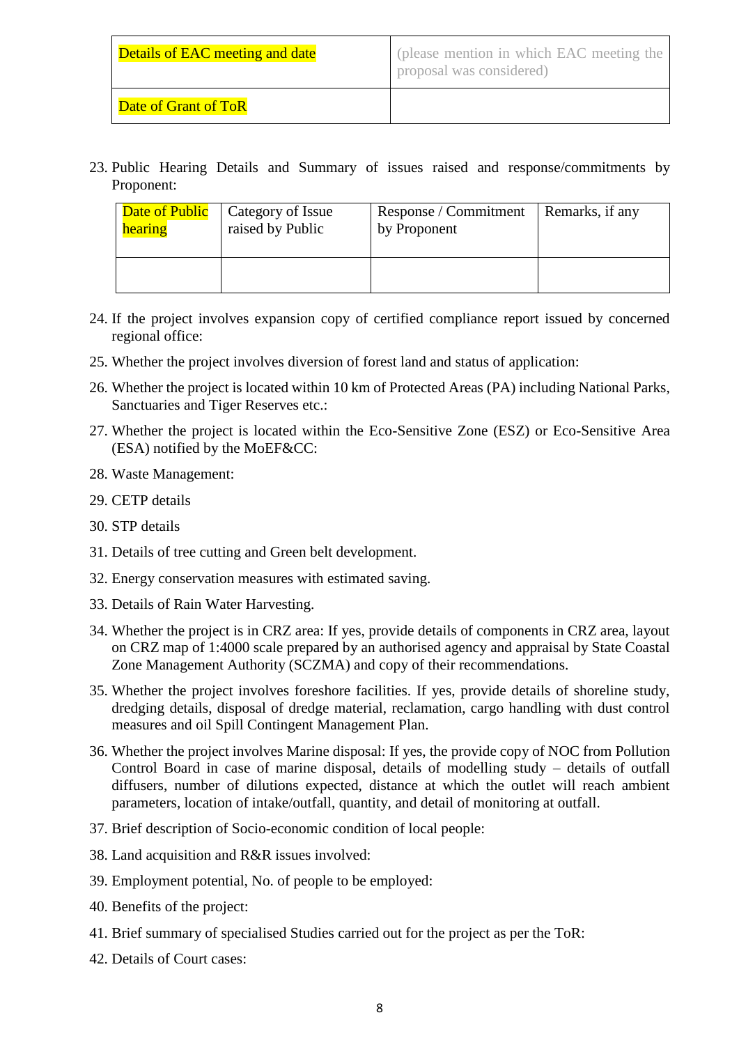| | |
|---|---|
| Details of EAC meeting and date | (please mention in which EAC meeting the proposal was considered) |
| Date of Grant of ToR | |

23. Public Hearing Details and Summary of issues raised and response/commitments by Proponent:

| Date of Public hearing | Category of Issue raised by Public | Response / Commitment by Proponent | Remarks, if any |
|---|---|---|---|
| | | | |

24. If the project involves expansion copy of certified compliance report issued by concerned regional office:
25. Whether the project involves diversion of forest land and status of application:
26. Whether the project is located within 10 km of Protected Areas (PA) including National Parks, Sanctuaries and Tiger Reserves etc.:
27. Whether the project is located within the Eco-Sensitive Zone (ESZ) or Eco-Sensitive Area (ESA) notified by the MoEF&CC:
28. Waste Management:
29. CETP details
30. STP details
31. Details of tree cutting and Green belt development.
32. Energy conservation measures with estimated saving.
33. Details of Rain Water Harvesting.
34. Whether the project is in CRZ area: If yes, provide details of components in CRZ area, layout on CRZ map of 1:4000 scale prepared by an authorised agency and appraisal by State Coastal Zone Management Authority (SCZMA) and copy of their recommendations.
35. Whether the project involves foreshore facilities. If yes, provide details of shoreline study, dredging details, disposal of dredge material, reclamation, cargo handling with dust control measures and oil Spill Contingent Management Plan.
36. Whether the project involves Marine disposal: If yes, the provide copy of NOC from Pollution Control Board in case of marine disposal, details of modelling study – details of outfall diffusers, number of dilutions expected, distance at which the outlet will reach ambient parameters, location of intake/outfall, quantity, and detail of monitoring at outfall.
37. Brief description of Socio-economic condition of local people:
38. Land acquisition and R&R issues involved:
39. Employment potential, No. of people to be employed:
40. Benefits of the project:
41. Brief summary of specialised Studies carried out for the project as per the ToR:
42. Details of Court cases: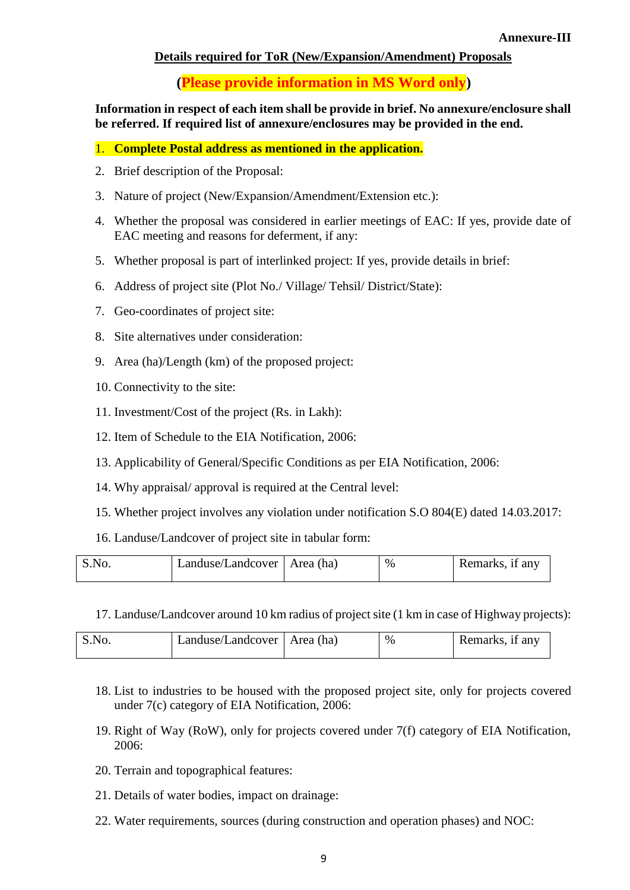**Annexure-III**

**Details required for ToR (New/Expansion/Amendment) Proposals**

**(Please provide information in MS Word only)**

**Information in respect of each item shall be provide in brief. No annexure/enclosure shall be referred. If required list of annexure/enclosures may be provided in the end.**

1. **Complete Postal address as mentioned in the application.**
2. Brief description of the Proposal:
3. Nature of project (New/Expansion/Amendment/Extension etc.):
4. Whether the proposal was considered in earlier meetings of EAC: If yes, provide date of EAC meeting and reasons for deferment, if any:
5. Whether proposal is part of interlinked project: If yes, provide details in brief:
6. Address of project site (Plot No./ Village/ Tehsil/ District/State):
7. Geo-coordinates of project site:
8. Site alternatives under consideration:
9. Area (ha)/Length (km) of the proposed project:
10. Connectivity to the site:
11. Investment/Cost of the project (Rs. in Lakh):
12. Item of Schedule to the EIA Notification, 2006:
13. Applicability of General/Specific Conditions as per EIA Notification, 2006:
14. Why appraisal/ approval is required at the Central level:
15. Whether project involves any violation under notification S.O 804(E) dated 14.03.2017:
16. Landuse/Landcover of project site in tabular form:

| S.No. | Landuse/Landcover | Area (ha) | % | Remarks, if any |
|---|---|---|---|---|

17. Landuse/Landcover around 10 km radius of project site (1 km in case of Highway projects):

| S.No. | Landuse/Landcover | Area (ha) | % | Remarks, if any |
|---|---|---|---|---|

18. List to industries to be housed with the proposed project site, only for projects covered under 7(c) category of EIA Notification, 2006:
19. Right of Way (RoW), only for projects covered under 7(f) category of EIA Notification, 2006:
20. Terrain and topographical features:
21. Details of water bodies, impact on drainage:
22. Water requirements, sources (during construction and operation phases) and NOC: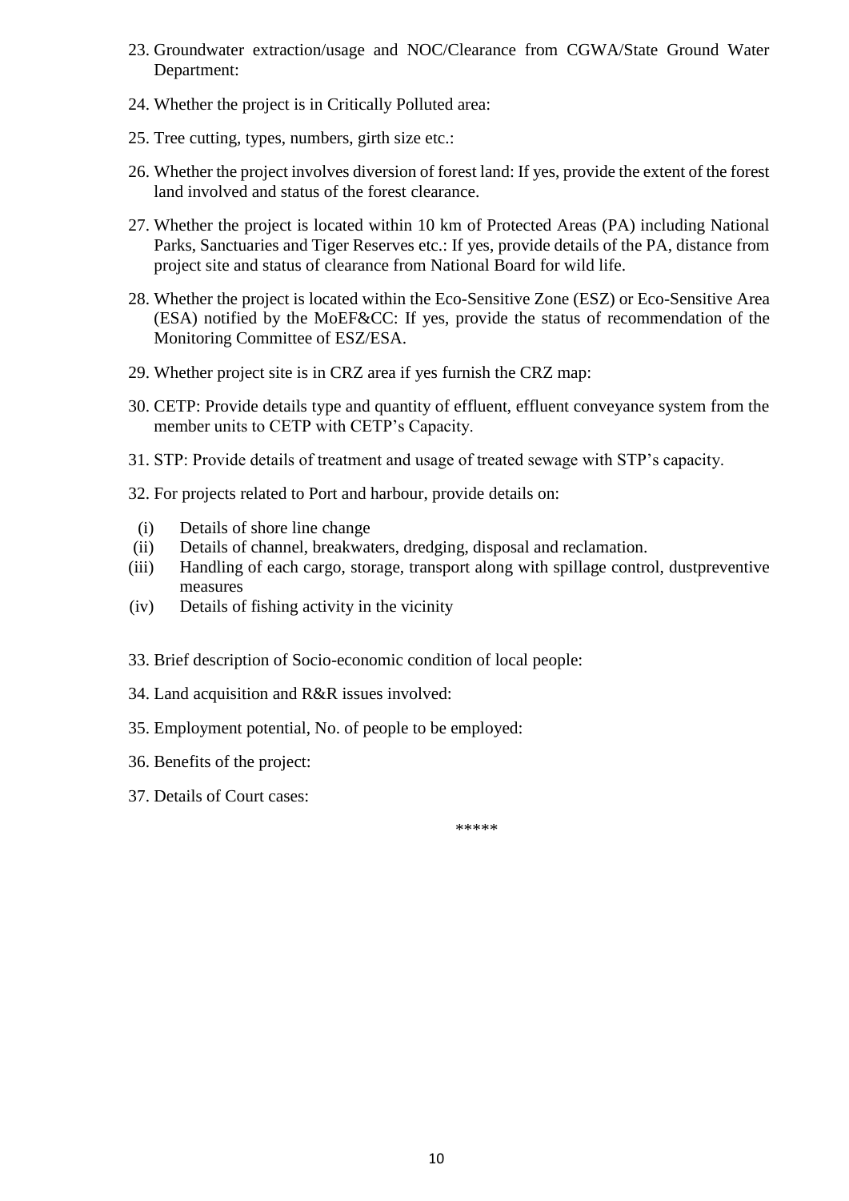23. Groundwater extraction/usage and NOC/Clearance from CGWA/State Ground Water Department:

24. Whether the project is in Critically Polluted area:

25. Tree cutting, types, numbers, girth size etc.:

26. Whether the project involves diversion of forest land: If yes, provide the extent of the forest land involved and status of the forest clearance.

27. Whether the project is located within 10 km of Protected Areas (PA) including National Parks, Sanctuaries and Tiger Reserves etc.: If yes, provide details of the PA, distance from project site and status of clearance from National Board for wild life.

28. Whether the project is located within the Eco-Sensitive Zone (ESZ) or Eco-Sensitive Area (ESA) notified by the MoEF&CC: If yes, provide the status of recommendation of the Monitoring Committee of ESZ/ESA.

29. Whether project site is in CRZ area if yes furnish the CRZ map:

30. CETP: Provide details type and quantity of effluent, effluent conveyance system from the member units to CETP with CETP's Capacity.

31. STP: Provide details of treatment and usage of treated sewage with STP's capacity.

32. For projects related to Port and harbour, provide details on:

   (i) Details of shore line change
   (ii) Details of channel, breakwaters, dredging, disposal and reclamation.
   (iii) Handling of each cargo, storage, transport along with spillage control, dustpreventive measures
   (iv) Details of fishing activity in the vicinity

33. Brief description of Socio-economic condition of local people:

34. Land acquisition and R&R issues involved:

35. Employment potential, No. of people to be employed:

36. Benefits of the project:

37. Details of Court cases:

*****